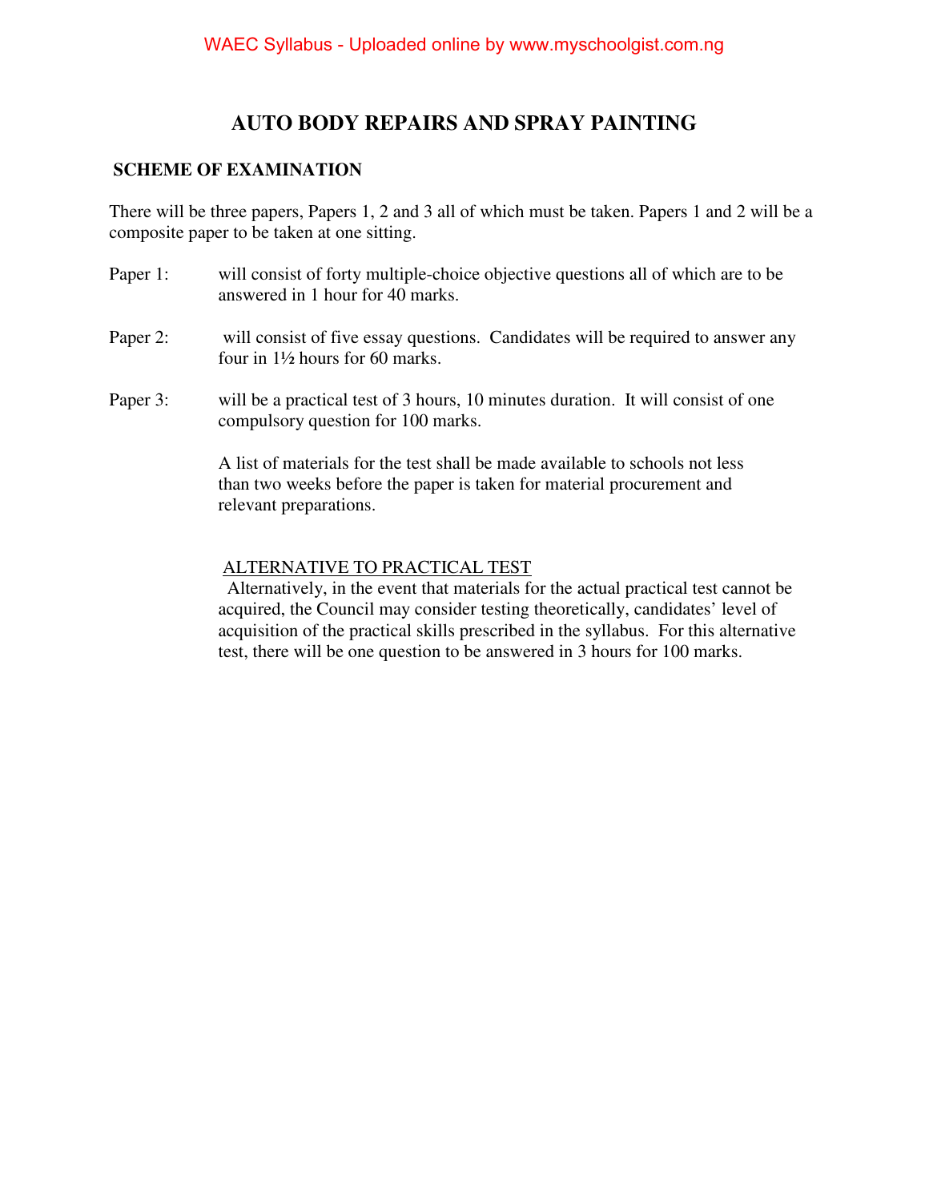# AUTO BODY REPAIRS AND SPRAY PAINTING

## SCHEME OF EXAMINATION

There will be three papers, Papers 1, 2 and 3 all of which must be taken. Papers 1 and 2 will be a composite paper to be taken at one sitting.

Paper 1: will consist of forty multiple-choice objective questions all of which are to be answered in 1 hour for 40 marks.

Paper 2: will consist of five essay questions. Candidates will be required to answer any four in 1½ hours for 60 marks.

Paper 3: will be a practical test of 3 hours, 10 minutes duration. It will consist of one compulsory question for 100 marks.

A list of materials for the test shall be made available to schools not less than two weeks before the paper is taken for material procurement and relevant preparations.

ALTERNATIVE TO PRACTICAL TEST

Alternatively, in the event that materials for the actual practical test cannot be acquired, the Council may consider testing theoretically, candidates' level of acquisition of the practical skills prescribed in the syllabus. For this alternative test, there will be one question to be answered in 3 hours for 100 marks.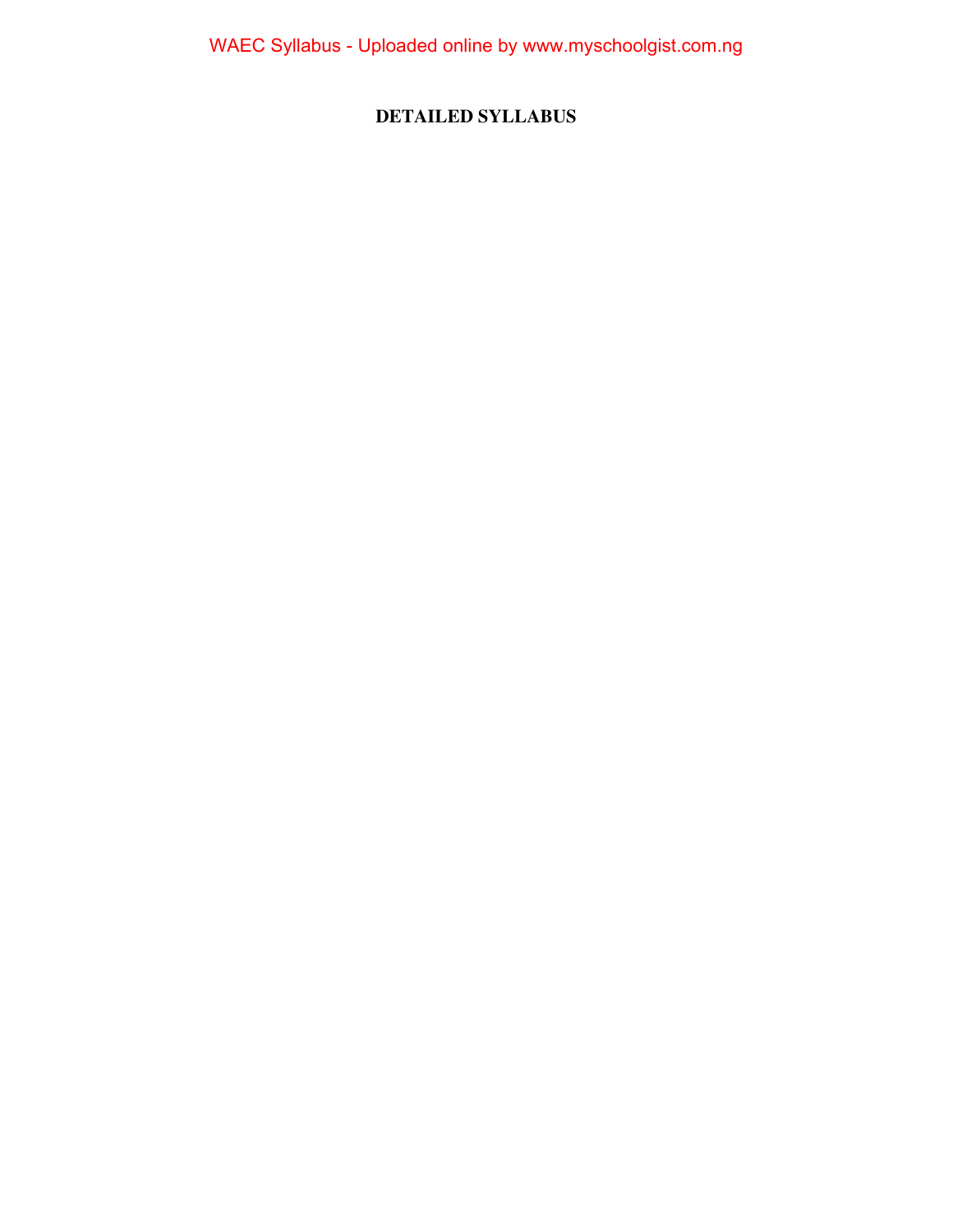# DETAILED SYLLABUS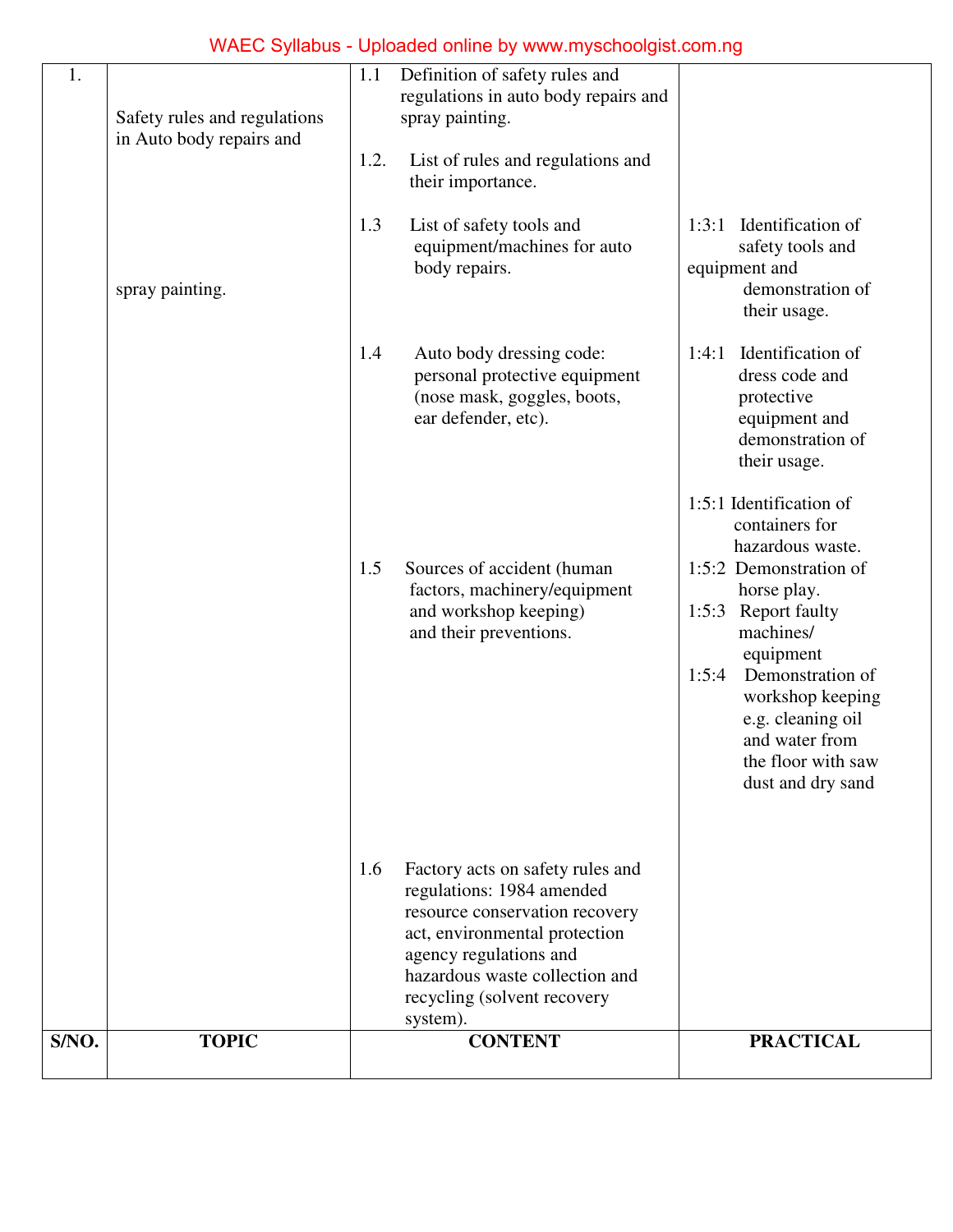| S/NO. | TOPIC | CONTENT | PRACTICAL |
|---|---|---|---|
| 1. | Safety rules and regulations in Auto body repairs and spray painting. | 1.1 Definition of safety rules and regulations in auto body repairs and spray painting. | |
| | | 1.2. List of rules and regulations and their importance. | |
| | | 1.3 List of safety tools and equipment/machines for auto body repairs. | 1:3:1 Identification of safety tools and equipment and demonstration of their usage. |
| | | 1.4 Auto body dressing code: personal protective equipment (nose mask, goggles, boots, ear defender, etc). | 1:4:1 Identification of dress code and protective equipment and demonstration of their usage. |
| | | 1.5 Sources of accident (human factors, machinery/equipment and workshop keeping) and their preventions. | 1:5:1 Identification of containers for hazardous waste.<br>1:5:2 Demonstration of horse play.<br>1:5:3 Report faulty machines/ equipment<br>1:5:4 Demonstration of workshop keeping e.g. cleaning oil and water from the floor with saw dust and dry sand |
| | | 1.6 Factory acts on safety rules and regulations: 1984 amended resource conservation recovery act, environmental protection agency regulations and hazardous waste collection and recycling (solvent recovery system). | |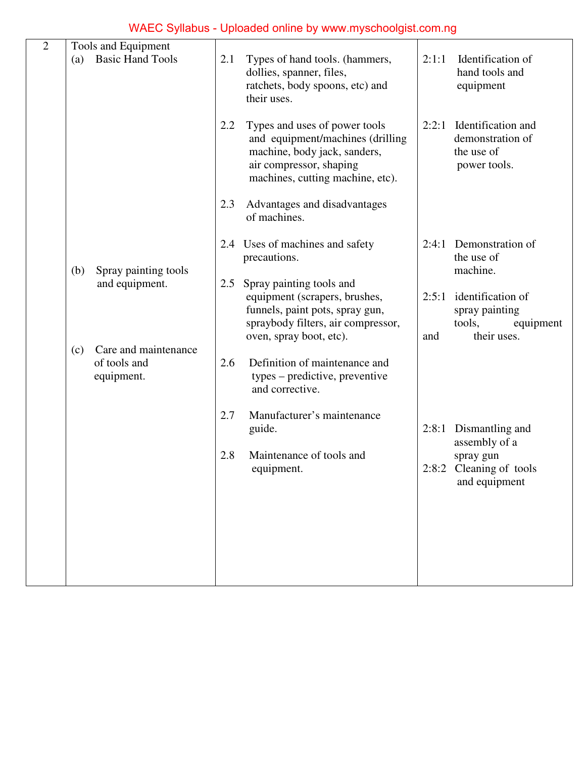| | | | |
|---|---|---|---|
| 2 | Tools and Equipment<br>(a) Basic Hand Tools | 2.1 Types of hand tools. (hammers, dollies, spanner, files, ratchets, body spoons, etc) and their uses. | 2:1:1 Identification of hand tools and equipment |
| | | 2.2 Types and uses of power tools and equipment/machines (drilling machine, body jack, sanders, air compressor, shaping machines, cutting machine, etc). | 2:2:1 Identification and demonstration of the use of power tools. |
| | | 2.3 Advantages and disadvantages of machines. | |
| | | 2.4 Uses of machines and safety precautions. | 2:4:1 Demonstration of the use of machine. |
| | (b) Spray painting tools and equipment. | 2.5 Spray painting tools and equipment (scrapers, brushes, funnels, paint pots, spray gun, spraybody filters, air compressor, oven, spray boot, etc). | 2:5:1 identification of spray painting tools, equipment and their uses. |
| | (c) Care and maintenance of tools and equipment. | 2.6 Definition of maintenance and types – predictive, preventive and corrective. | |
| | | 2.7 Manufacturer's maintenance guide. | |
| | | 2.8 Maintenance of tools and equipment. | 2:8:1 Dismantling and assembly of a spray gun<br>2:8:2 Cleaning of tools and equipment |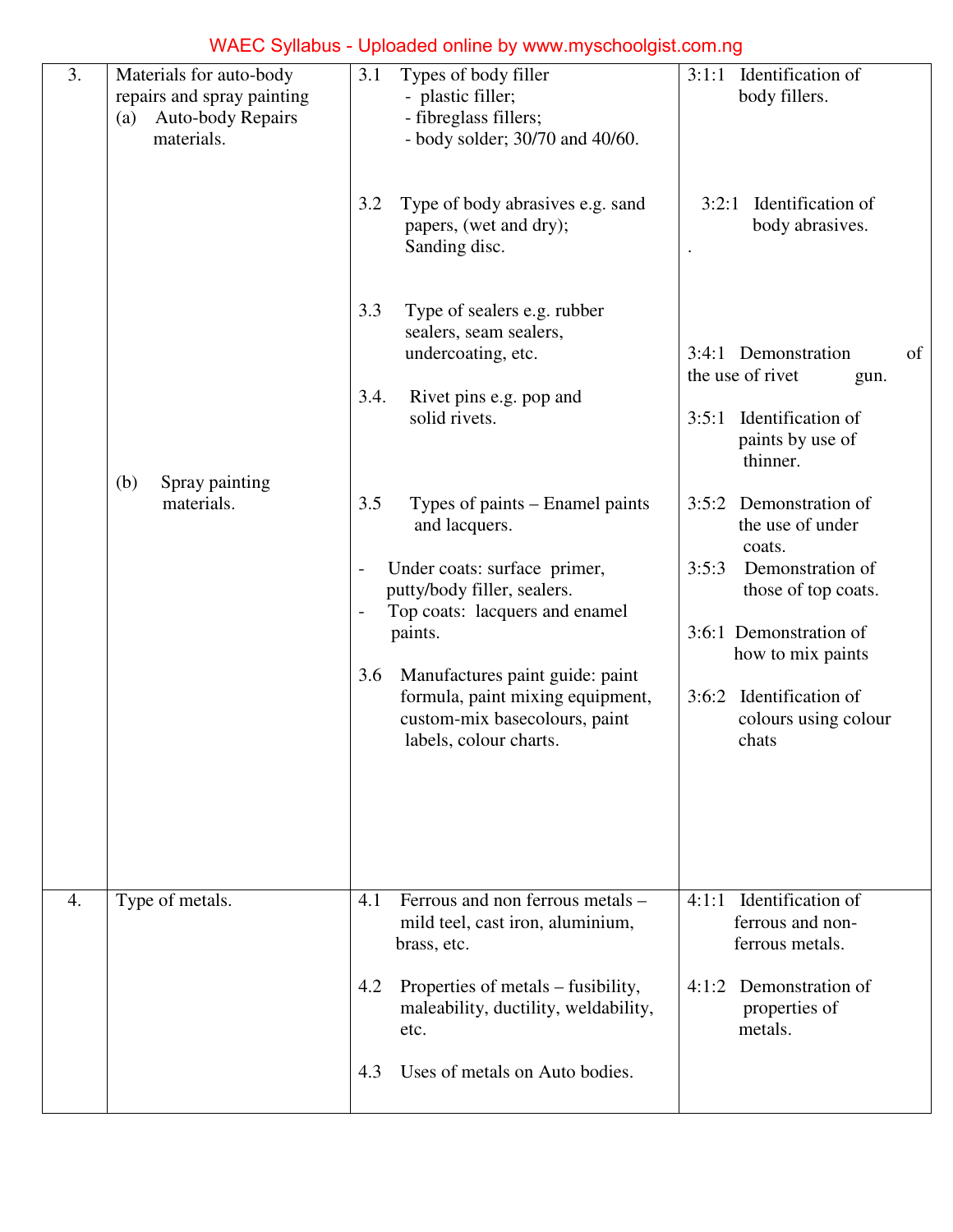| | | | |
|---|---|---|---|
| 3. | Materials for auto-body repairs and spray painting<br>(a) Auto-body Repairs materials. | 3.1 Types of body filler<br>- plastic filler;<br>- fibreglass fillers;<br>- body solder; 30/70 and 40/60. | 3:1:1 Identification of body fillers. |
| | | 3.2 Type of body abrasives e.g. sand papers, (wet and dry); Sanding disc. | 3:2:1 Identification of body abrasives.<br>. |
| | | 3.3 Type of sealers e.g. rubber sealers, seam sealers, undercoating, etc. | |
| | | 3.4. Rivet pins e.g. pop and solid rivets. | 3:4:1 Demonstration of the use of rivet gun. |
| | (b) Spray painting materials. | 3.5 Types of paints – Enamel paints and lacquers.<br>- Under coats: surface primer, putty/body filler, sealers.<br>- Top coats: lacquers and enamel paints. | 3:5:1 Identification of paints by use of thinner.<br>3:5:2 Demonstration of the use of under coats.<br>3:5:3 Demonstration of those of top coats. |
| | | 3.6 Manufactures paint guide: paint formula, paint mixing equipment, custom-mix basecolours, paint labels, colour charts. | 3:6:1 Demonstration of how to mix paints<br>3:6:2 Identification of colours using colour chats |
| 4. | Type of metals. | 4.1 Ferrous and non ferrous metals – mild teel, cast iron, aluminium, brass, etc. | 4:1:1 Identification of ferrous and non-ferrous metals. |
| | | 4.2 Properties of metals – fusibility, maleability, ductility, weldability, etc. | 4:1:2 Demonstration of properties of metals. |
| | | 4.3 Uses of metals on Auto bodies. | |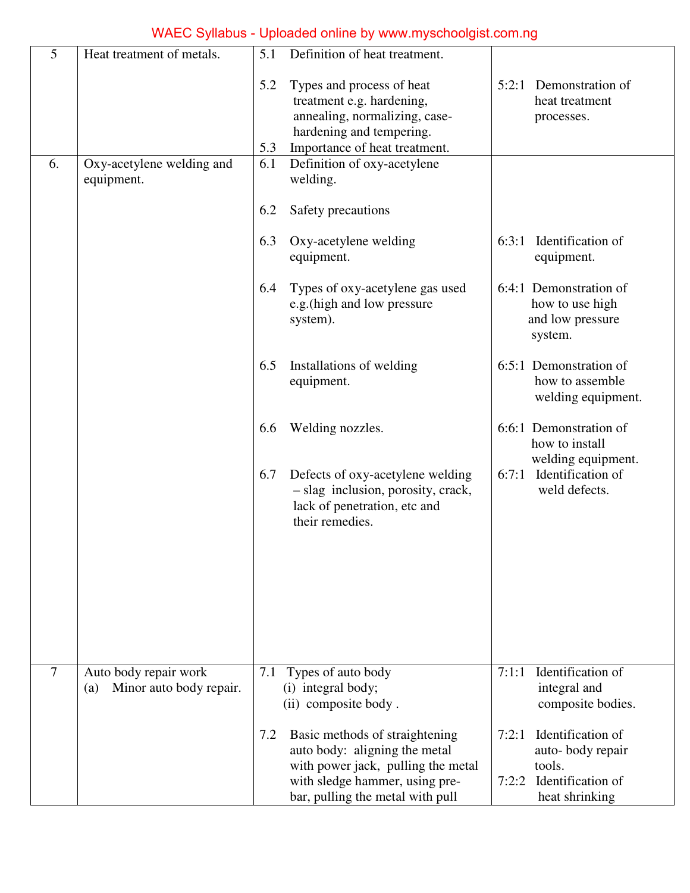| | | | |
|---|---|---|---|
| 5 | Heat treatment of metals. | 5.1 Definition of heat treatment.<br><br>5.2 Types and process of heat treatment e.g. hardening, annealing, normalizing, case-hardening and tempering.<br>5.3 Importance of heat treatment. | 5:2:1 Demonstration of heat treatment processes. |
| 6. | Oxy-acetylene welding and equipment. | 6.1 Definition of oxy-acetylene welding.<br><br>6.2 Safety precautions<br><br>6.3 Oxy-acetylene welding equipment.<br><br>6.4 Types of oxy-acetylene gas used e.g.(high and low pressure system).<br><br>6.5 Installations of welding equipment.<br><br>6.6 Welding nozzles.<br><br>6.7 Defects of oxy-acetylene welding – slag inclusion, porosity, crack, lack of penetration, etc and their remedies. | 6:3:1 Identification of equipment.<br><br>6:4:1 Demonstration of how to use high and low pressure system.<br><br>6:5:1 Demonstration of how to assemble welding equipment.<br><br>6:6:1 Demonstration of how to install welding equipment.<br>6:7:1 Identification of weld defects. |
| 7 | Auto body repair work<br>(a) Minor auto body repair. | 7.1 Types of auto body<br>(i) integral body;<br>(ii) composite body .<br><br>7.2 Basic methods of straightening auto body: aligning the metal with power jack, pulling the metal with sledge hammer, using pre-bar, pulling the metal with pull | 7:1:1 Identification of integral and composite bodies.<br><br>7:2:1 Identification of auto- body repair tools.<br>7:2:2 Identification of heat shrinking |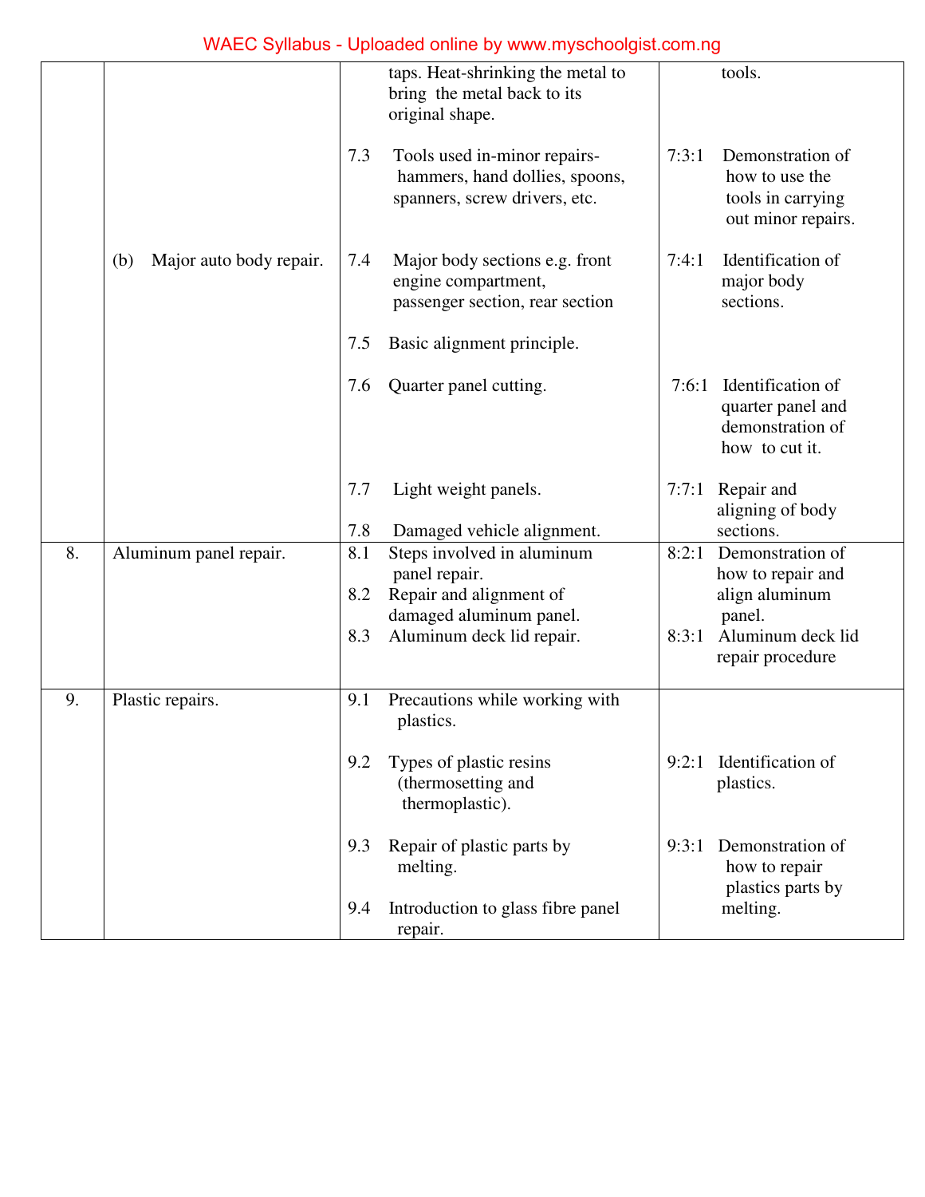| | | | |
|---|---|---|---|
| | | taps. Heat-shrinking the metal to bring the metal back to its original shape. | tools. |
| | | 7.3 Tools used in-minor repairs- hammers, hand dollies, spoons, spanners, screw drivers, etc. | 7:3:1 Demonstration of how to use the tools in carrying out minor repairs. |
| | (b) Major auto body repair. | 7.4 Major body sections e.g. front engine compartment, passenger section, rear section | 7:4:1 Identification of major body sections. |
| | | 7.5 Basic alignment principle. | |
| | | 7.6 Quarter panel cutting. | 7:6:1 Identification of quarter panel and demonstration of how to cut it. |
| | | 7.7 Light weight panels.<br>7.8 Damaged vehicle alignment. | 7:7:1 Repair and aligning of body sections. |
| 8. | Aluminum panel repair. | 8.1 Steps involved in aluminum panel repair.<br>8.2 Repair and alignment of damaged aluminum panel.<br>8.3 Aluminum deck lid repair. | 8:2:1 Demonstration of how to repair and align aluminum panel.<br>8:3:1 Aluminum deck lid repair procedure |
| 9. | Plastic repairs. | 9.1 Precautions while working with plastics. | |
| | | 9.2 Types of plastic resins (thermosetting and thermoplastic). | 9:2:1 Identification of plastics. |
| | | 9.3 Repair of plastic parts by melting.<br>9.4 Introduction to glass fibre panel repair. | 9:3:1 Demonstration of how to repair plastics parts by melting. |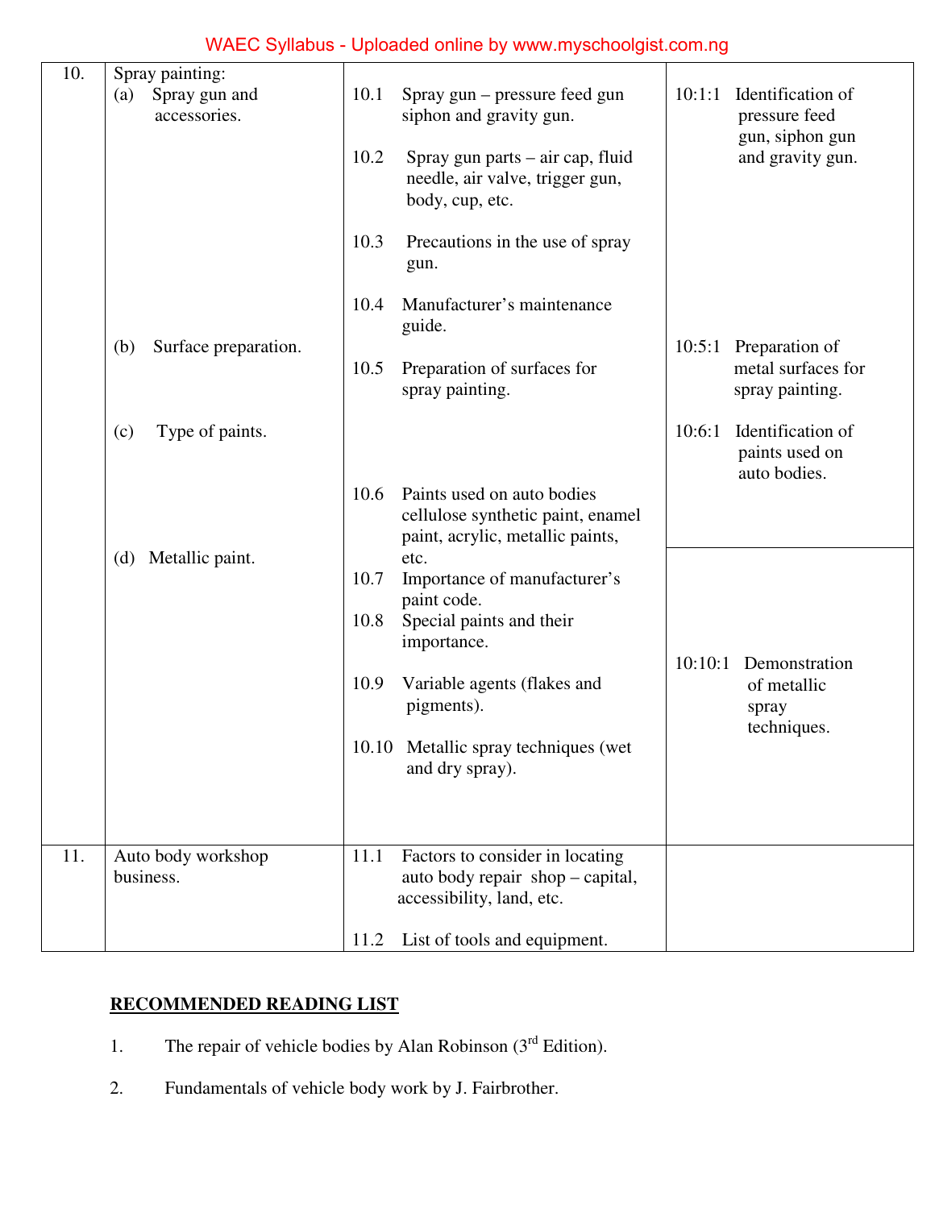| | | | |
|---|---|---|---|
| 10. | Spray painting:<br>(a) Spray gun and accessories. | 10.1 Spray gun – pressure feed gun siphon and gravity gun.<br><br>10.2 Spray gun parts – air cap, fluid needle, air valve, trigger gun, body, cup, etc.<br><br>10.3 Precautions in the use of spray gun.<br><br>10.4 Manufacturer's maintenance guide. | 10:1:1 Identification of pressure feed gun, siphon gun and gravity gun. |
| | (b) Surface preparation. | 10.5 Preparation of surfaces for spray painting. | 10:5:1 Preparation of metal surfaces for spray painting. |
| | (c) Type of paints. | 10.6 Paints used on auto bodies cellulose synthetic paint, enamel paint, acrylic, metallic paints, etc. | 10:6:1 Identification of paints used on auto bodies. |
| | (d) Metallic paint. | 10.7 Importance of manufacturer's paint code.<br>10.8 Special paints and their importance.<br><br>10.9 Variable agents (flakes and pigments).<br><br>10.10 Metallic spray techniques (wet and dry spray). | 10:10:1 Demonstration of metallic spray techniques. |
| 11. | Auto body workshop business. | 11.1 Factors to consider in locating auto body repair shop – capital, accessibility, land, etc.<br><br>11.2 List of tools and equipment. | |

**RECOMMENDED READING LIST**

1. The repair of vehicle bodies by Alan Robinson (3rd Edition).

2. Fundamentals of vehicle body work by J. Fairbrother.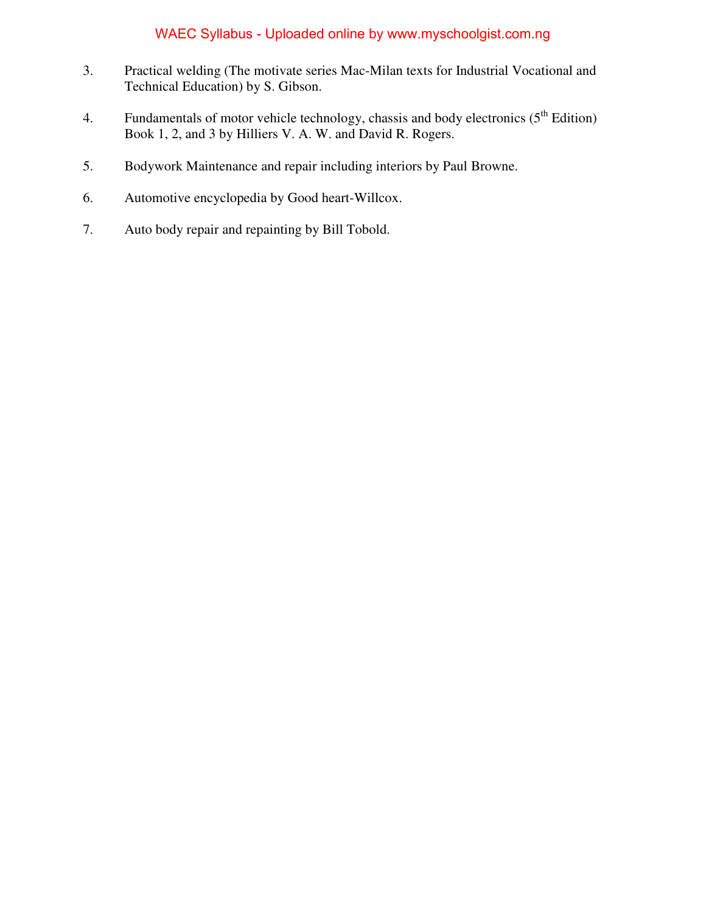3. Practical welding (The motivate series Mac-Milan texts for Industrial Vocational and Technical Education) by S. Gibson.

4. Fundamentals of motor vehicle technology, chassis and body electronics ($5^{th}$ Edition) Book 1, 2, and 3 by Hilliers V. A. W. and David R. Rogers.

5. Bodywork Maintenance and repair including interiors by Paul Browne.

6. Automotive encyclopedia by Good heart-Willcox.

7. Auto body repair and repainting by Bill Tobold.